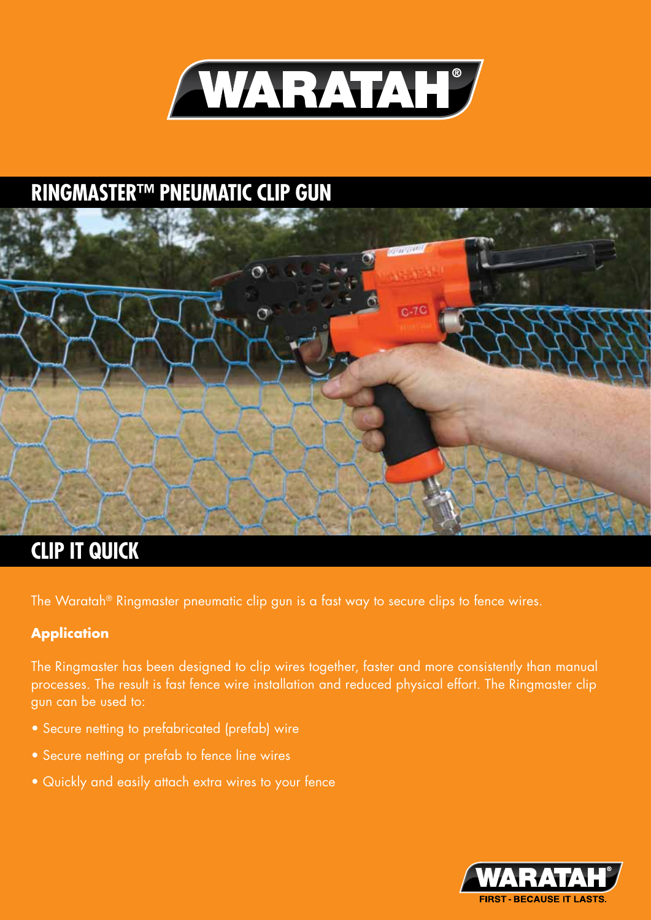# WARATAH®

## RINGMASTER™ PNEUMATIC CLIP GUN

## CLIP IT QUICK

The Waratah® Ringmaster pneumatic clip gun is a fast way to secure clips to fence wires.

**Application**

The Ringmaster has been designed to clip wires together, faster and more consistently than manual processes. The result is fast fence wire installation and reduced physical effort. The Ringmaster clip gun can be used to:

- Secure netting to prefabricated (prefab) wire
- Secure netting or prefab to fence line wires
- Quickly and easily attach extra wires to your fence

WARATAH®
FIRST - BECAUSE IT LASTS.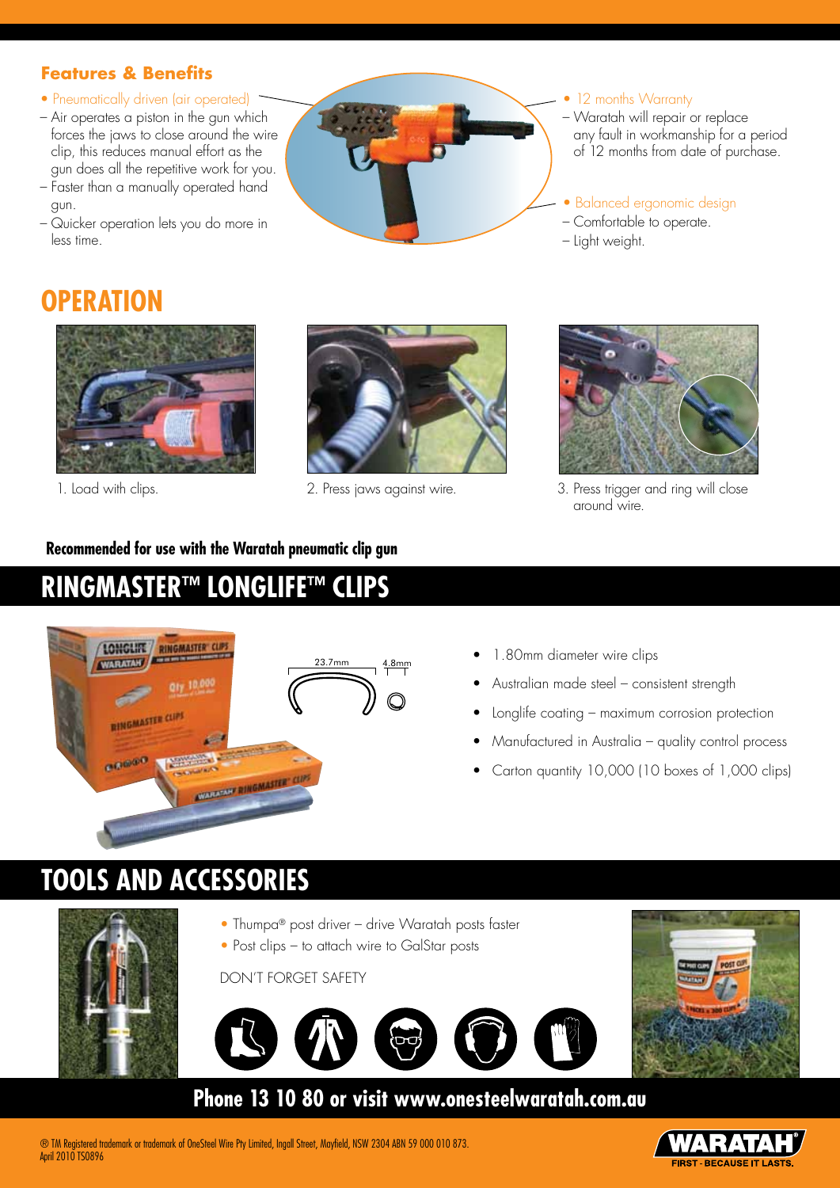### Features & Benefits

- Pneumatically driven (air operated)
  - Air operates a piston in the gun which forces the jaws to close around the wire clip, this reduces manual effort as the gun does all the repetitive work for you.
  - Faster than a manually operated hand gun.
  - Quicker operation lets you do more in less time.
- 12 months Warranty
  - Waratah will repair or replace any fault in workmanship for a period of 12 months from date of purchase.
- Balanced ergonomic design
  - Comfortable to operate.
  - Light weight.

## OPERATION

1. Load with clips.
2. Press jaws against wire.
3. Press trigger and ring will close around wire.

**Recommended for use with the Waratah pneumatic clip gun**

## RINGMASTER™ LONGLIFE™ CLIPS

23.7mm

4.8mm

- 1.80mm diameter wire clips
- Australian made steel – consistent strength
- Longlife coating – maximum corrosion protection
- Manufactured in Australia – quality control process
- Carton quantity 10,000 (10 boxes of 1,000 clips)

## TOOLS AND ACCESSORIES

- Thumpa® post driver – drive Waratah posts faster
- Post clips – to attach wire to GalStar posts

DON'T FORGET SAFETY

**Phone 13 10 80 or visit www.onesteelwaratah.com.au**

® TM Registered trademark or trademark of OneSteel Wire Pty Limited, Ingall Street, Mayfield, NSW 2304 ABN 59 000 010 873.
April 2010 TS0896

WARATAH® FIRST - BECAUSE IT LASTS.